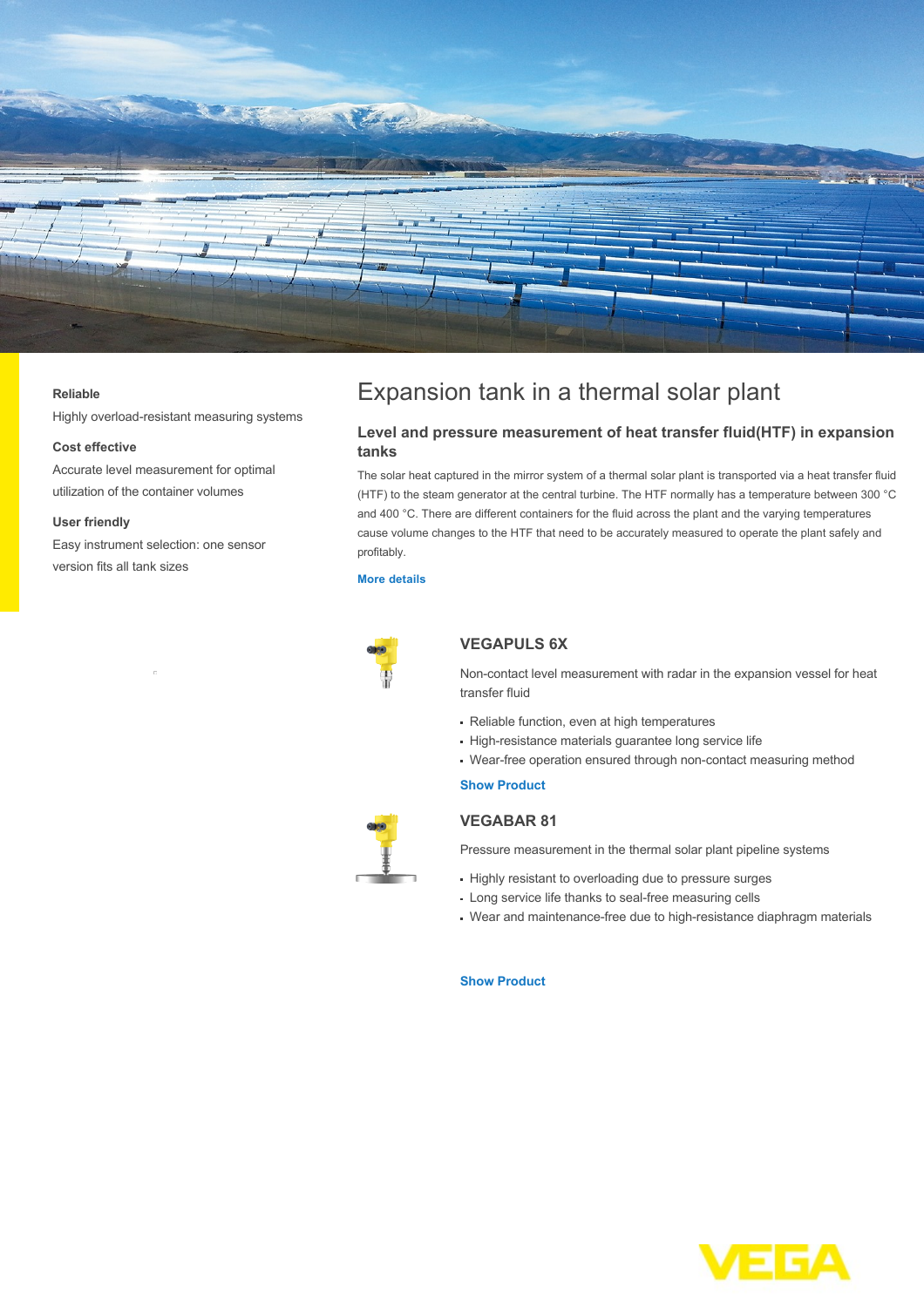# Expansion tank in a thermal solar plant

**Reliable**

Highly overload-resistant measuring systems

**Cost effective**

Accurate level measurement for optimal utilization of the container volumes

**User friendly**

Easy instrument selection: one sensor version fits all tank sizes

## Level and pressure measurement of heat transfer fluid(HTF) in expansion tanks

The solar heat captured in the mirror system of a thermal solar plant is transported via a heat transfer fluid (HTF) to the steam generator at the central turbine. The HTF normally has a temperature between 300 °C and 400 °C. There are different containers for the fluid across the plant and the varying temperatures cause volume changes to the HTF that need to be accurately measured to operate the plant safely and profitably.

More details

### VEGAPULS 6X

Non-contact level measurement with radar in the expansion vessel for heat transfer fluid

- Reliable function, even at high temperatures
- High-resistance materials guarantee long service life
- Wear-free operation ensured through non-contact measuring method

Show Product

### VEGABAR 81

Pressure measurement in the thermal solar plant pipeline systems

- Highly resistant to overloading due to pressure surges
- Long service life thanks to seal-free measuring cells
- Wear and maintenance-free due to high-resistance diaphragm materials

Show Product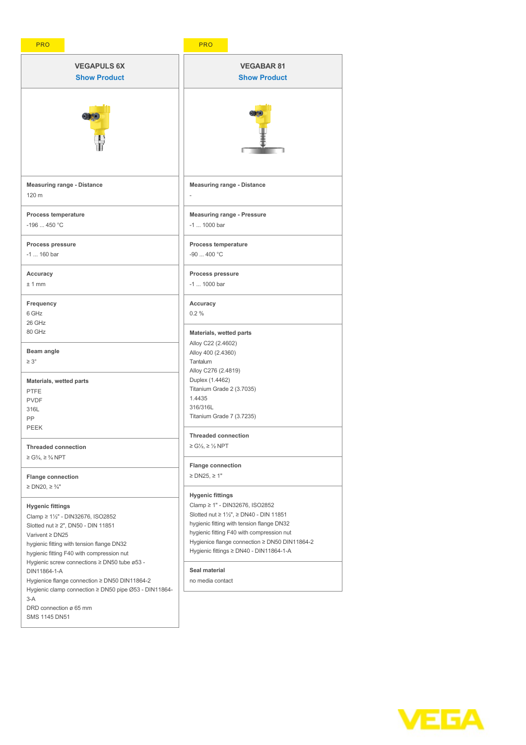PRO

### VEGAPULS 6X

Show Product

**Measuring range - Distance**
120 m

**Process temperature**
-196 ... 450 °C

**Process pressure**
-1 ... 160 bar

**Accuracy**
± 1 mm

**Frequency**
6 GHz
26 GHz
80 GHz

**Beam angle**
≥ 3°

**Materials, wetted parts**
PTFE
PVDF
316L
PP
PEEK

**Threaded connection**
≥ G¾, ≥ ¾ NPT

**Flange connection**
≥ DN20, ≥ ¾"

**Hygenic fittings**
Clamp ≥ 1½" - DIN32676, ISO2852
Slotted nut ≥ 2", DN50 - DIN 11851
Varivent ≥ DN25
hygienic fitting with tension flange DN32
hygienic fitting F40 with compression nut
Hygienic screw connections ≥ DN50 tube ø53 - DIN11864-1-A
Hygienice flange connection ≥ DN50 DIN11864-2
Hygienic clamp connection ≥ DN50 pipe Ø53 - DIN11864-3-A
DRD connection ø 65 mm
SMS 1145 DN51

PRO

### VEGABAR 81

Show Product

**Measuring range - Distance**
-

**Measuring range - Pressure**
-1 ... 1000 bar

**Process temperature**
-90 ... 400 °C

**Process pressure**
-1 ... 1000 bar

**Accuracy**
0.2 %

**Materials, wetted parts**
Alloy C22 (2.4602)
Alloy 400 (2.4360)
Tantalum
Alloy C276 (2.4819)
Duplex (1.4462)
Titanium Grade 2 (3.7035)
1.4435
316/316L
Titanium Grade 7 (3.7235)

**Threaded connection**
≥ G½, ≥ ½ NPT

**Flange connection**
≥ DN25, ≥ 1"

**Hygenic fittings**
Clamp ≥ 1" - DIN32676, ISO2852
Slotted nut ≥ 1½", ≥ DN40 - DIN 11851
hygienic fitting with tension flange DN32
hygienic fitting F40 with compression nut
Hygienice flange connection ≥ DN50 DIN11864-2
Hygienic fittings ≥ DN40 - DIN11864-1-A

**Seal material**
no media contact